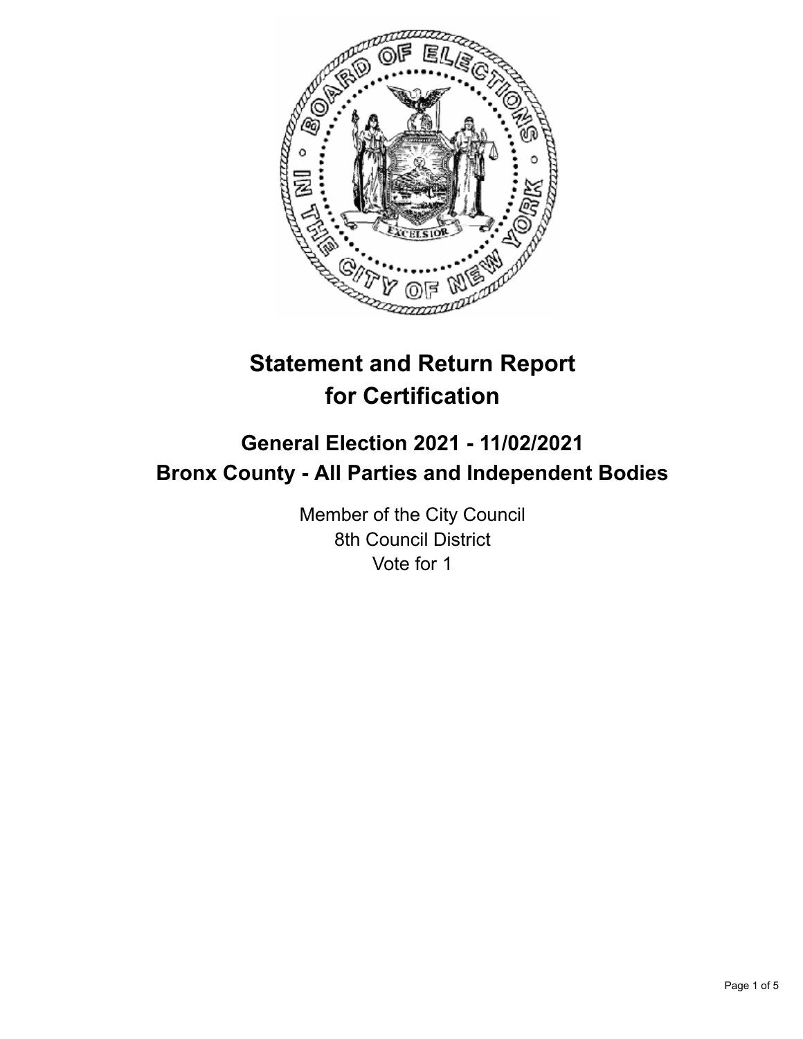# Statement and Return Report for Certification

## General Election 2021 - 11/02/2021
## Bronx County - All Parties and Independent Bodies

Member of the City Council
8th Council District
Vote for 1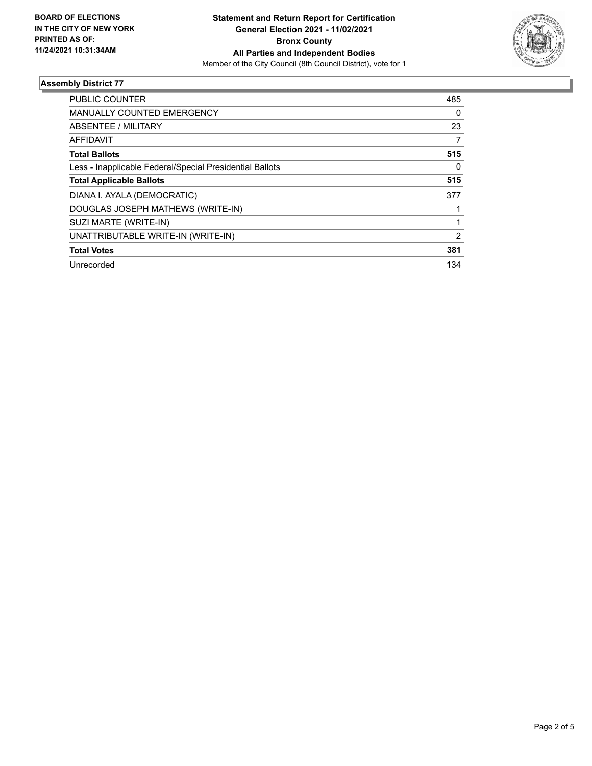**BOARD OF ELECTIONS IN THE CITY OF NEW YORK PRINTED AS OF: 11/24/2021 10:31:34AM**

**Statement and Return Report for Certification General Election 2021 - 11/02/2021 Bronx County All Parties and Independent Bodies**

Member of the City Council (8th Council District), vote for 1

### Assembly District 77

| | |
|---|---|
| PUBLIC COUNTER | 485 |
| MANUALLY COUNTED EMERGENCY | 0 |
| ABSENTEE / MILITARY | 23 |
| AFFIDAVIT | 7 |
| **Total Ballots** | **515** |
| Less - Inapplicable Federal/Special Presidential Ballots | 0 |
| **Total Applicable Ballots** | **515** |
| DIANA I. AYALA (DEMOCRATIC) | 377 |
| DOUGLAS JOSEPH MATHEWS (WRITE-IN) | 1 |
| SUZI MARTE (WRITE-IN) | 1 |
| UNATTRIBUTABLE WRITE-IN (WRITE-IN) | 2 |
| **Total Votes** | **381** |
| Unrecorded | 134 |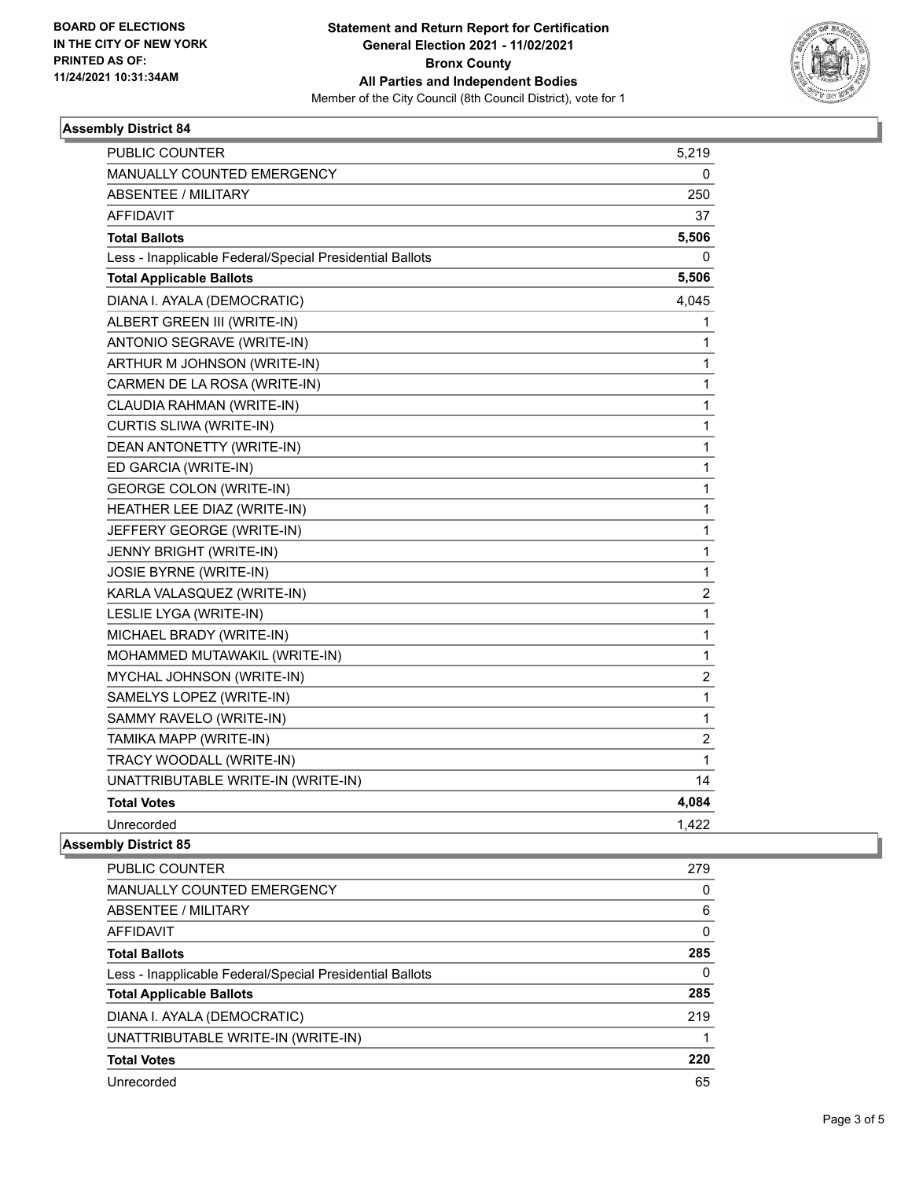**BOARD OF ELECTIONS IN THE CITY OF NEW YORK PRINTED AS OF: 11/24/2021 10:31:34AM**

# Statement and Return Report for Certification
## General Election 2021 - 11/02/2021
## Bronx County
## All Parties and Independent Bodies
Member of the City Council (8th Council District), vote for 1

### Assembly District 84

| | |
|---|---|
| PUBLIC COUNTER | 5,219 |
| MANUALLY COUNTED EMERGENCY | 0 |
| ABSENTEE / MILITARY | 250 |
| AFFIDAVIT | 37 |
| **Total Ballots** | **5,506** |
| Less - Inapplicable Federal/Special Presidential Ballots | 0 |
| **Total Applicable Ballots** | **5,506** |
| DIANA I. AYALA (DEMOCRATIC) | 4,045 |
| ALBERT GREEN III (WRITE-IN) | 1 |
| ANTONIO SEGRAVE (WRITE-IN) | 1 |
| ARTHUR M JOHNSON (WRITE-IN) | 1 |
| CARMEN DE LA ROSA (WRITE-IN) | 1 |
| CLAUDIA RAHMAN (WRITE-IN) | 1 |
| CURTIS SLIWA (WRITE-IN) | 1 |
| DEAN ANTONETTY (WRITE-IN) | 1 |
| ED GARCIA (WRITE-IN) | 1 |
| GEORGE COLON (WRITE-IN) | 1 |
| HEATHER LEE DIAZ (WRITE-IN) | 1 |
| JEFFERY GEORGE (WRITE-IN) | 1 |
| JENNY BRIGHT (WRITE-IN) | 1 |
| JOSIE BYRNE (WRITE-IN) | 1 |
| KARLA VALASQUEZ (WRITE-IN) | 2 |
| LESLIE LYGA (WRITE-IN) | 1 |
| MICHAEL BRADY (WRITE-IN) | 1 |
| MOHAMMED MUTAWAKIL (WRITE-IN) | 1 |
| MYCHAL JOHNSON (WRITE-IN) | 2 |
| SAMELYS LOPEZ (WRITE-IN) | 1 |
| SAMMY RAVELO (WRITE-IN) | 1 |
| TAMIKA MAPP (WRITE-IN) | 2 |
| TRACY WOODALL (WRITE-IN) | 1 |
| UNATTRIBUTABLE WRITE-IN (WRITE-IN) | 14 |
| **Total Votes** | **4,084** |
| Unrecorded | 1,422 |

### Assembly District 85

| | |
|---|---|
| PUBLIC COUNTER | 279 |
| MANUALLY COUNTED EMERGENCY | 0 |
| ABSENTEE / MILITARY | 6 |
| AFFIDAVIT | 0 |
| **Total Ballots** | **285** |
| Less - Inapplicable Federal/Special Presidential Ballots | 0 |
| **Total Applicable Ballots** | **285** |
| DIANA I. AYALA (DEMOCRATIC) | 219 |
| UNATTRIBUTABLE WRITE-IN (WRITE-IN) | 1 |
| **Total Votes** | **220** |
| Unrecorded | 65 |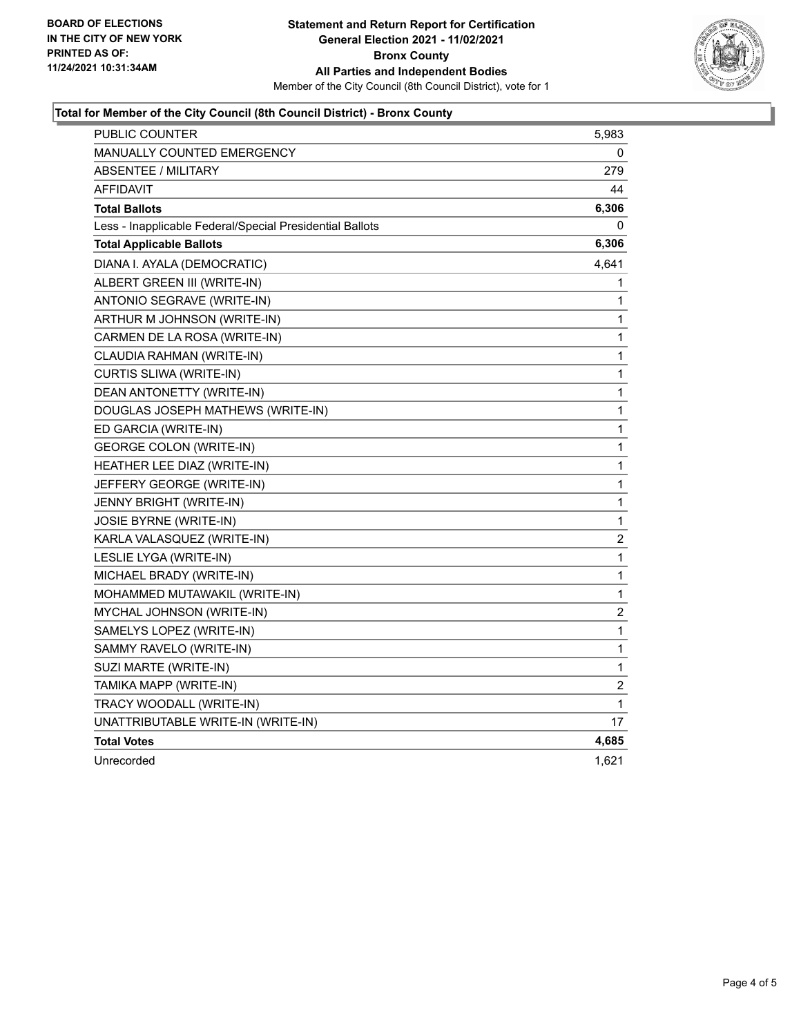BOARD OF ELECTIONS
IN THE CITY OF NEW YORK
PRINTED AS OF:
11/24/2021 10:31:34AM

# Statement and Return Report for Certification
## General Election 2021 - 11/02/2021
## Bronx County
## All Parties and Independent Bodies

Member of the City Council (8th Council District), vote for 1

### Total for Member of the City Council (8th Council District) - Bronx County

| | |
|---|---|
| PUBLIC COUNTER | 5,983 |
| MANUALLY COUNTED EMERGENCY | 0 |
| ABSENTEE / MILITARY | 279 |
| AFFIDAVIT | 44 |
| **Total Ballots** | **6,306** |
| Less - Inapplicable Federal/Special Presidential Ballots | 0 |
| **Total Applicable Ballots** | **6,306** |
| DIANA I. AYALA (DEMOCRATIC) | 4,641 |
| ALBERT GREEN III (WRITE-IN) | 1 |
| ANTONIO SEGRAVE (WRITE-IN) | 1 |
| ARTHUR M JOHNSON (WRITE-IN) | 1 |
| CARMEN DE LA ROSA (WRITE-IN) | 1 |
| CLAUDIA RAHMAN (WRITE-IN) | 1 |
| CURTIS SLIWA (WRITE-IN) | 1 |
| DEAN ANTONETTY (WRITE-IN) | 1 |
| DOUGLAS JOSEPH MATHEWS (WRITE-IN) | 1 |
| ED GARCIA (WRITE-IN) | 1 |
| GEORGE COLON (WRITE-IN) | 1 |
| HEATHER LEE DIAZ (WRITE-IN) | 1 |
| JEFFERY GEORGE (WRITE-IN) | 1 |
| JENNY BRIGHT (WRITE-IN) | 1 |
| JOSIE BYRNE (WRITE-IN) | 1 |
| KARLA VALASQUEZ (WRITE-IN) | 2 |
| LESLIE LYGA (WRITE-IN) | 1 |
| MICHAEL BRADY (WRITE-IN) | 1 |
| MOHAMMED MUTAWAKIL (WRITE-IN) | 1 |
| MYCHAL JOHNSON (WRITE-IN) | 2 |
| SAMELYS LOPEZ (WRITE-IN) | 1 |
| SAMMY RAVELO (WRITE-IN) | 1 |
| SUZI MARTE (WRITE-IN) | 1 |
| TAMIKA MAPP (WRITE-IN) | 2 |
| TRACY WOODALL (WRITE-IN) | 1 |
| UNATTRIBUTABLE WRITE-IN (WRITE-IN) | 17 |
| **Total Votes** | **4,685** |
| Unrecorded | 1,621 |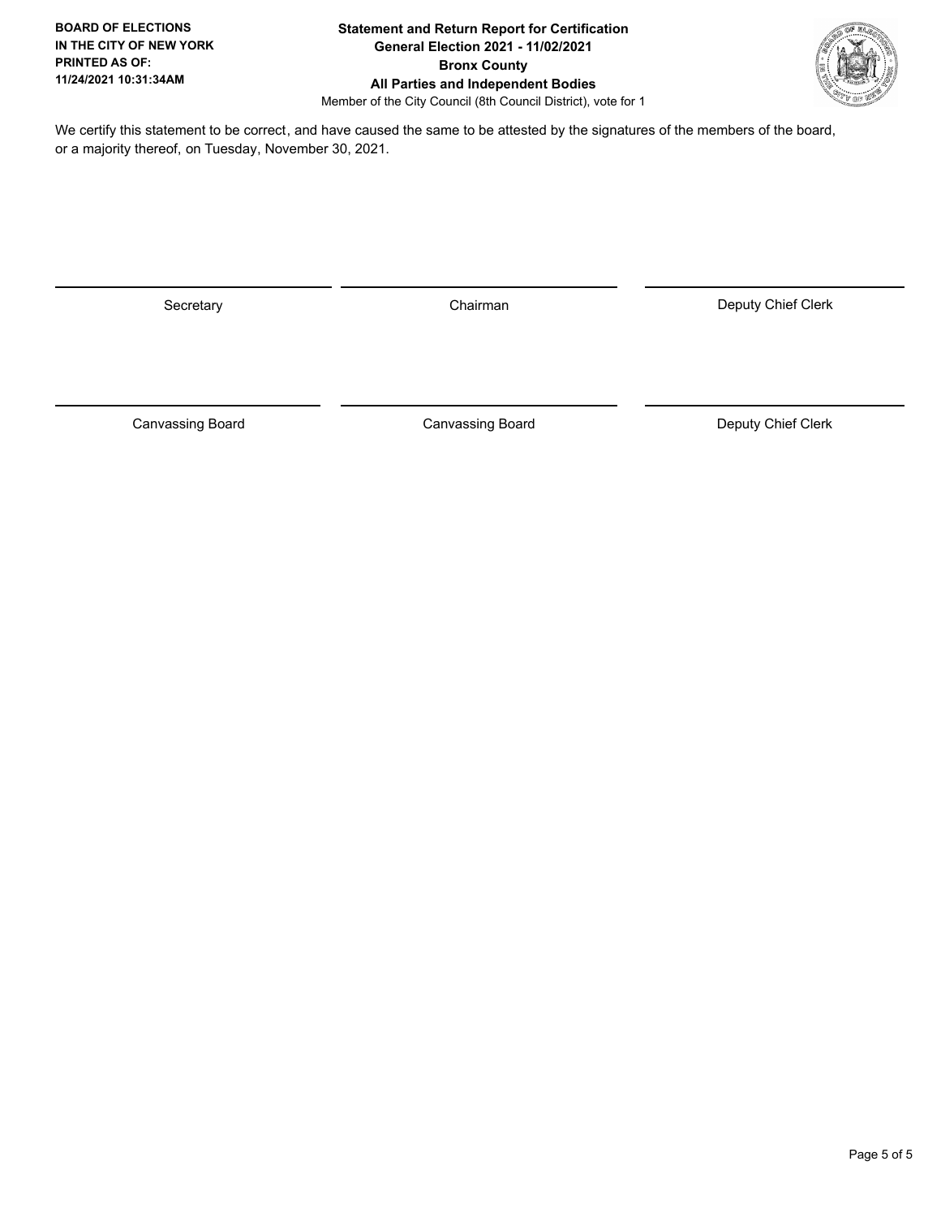**BOARD OF ELECTIONS**
**IN THE CITY OF NEW YORK**
**PRINTED AS OF:**
**11/24/2021 10:31:34AM**

**Statement and Return Report for Certification**
**General Election 2021 - 11/02/2021**
**Bronx County**
**All Parties and Independent Bodies**
Member of the City Council (8th Council District), vote for 1

We certify this statement to be correct, and have caused the same to be attested by the signatures of the members of the board, or a majority thereof, on Tuesday, November 30, 2021.

| | | |
|---|---|---|
| Secretary | Chairman | Deputy Chief Clerk |
| Canvassing Board | Canvassing Board | Deputy Chief Clerk |